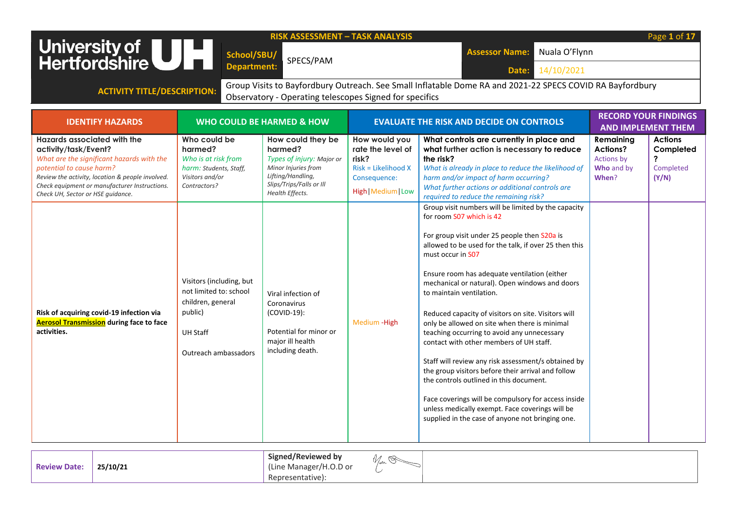**University of Hertfordshire UH**

**RISK ASSESSMENT – TASK ANALYSIS**

| | | | |
|---|---|---|---|
| **School/SBU/ Department:** | SPECS/PAM | **Assessor Name:** | Nuala O'Flynn |
| | | **Date:** | 14/10/2021 |

**ACTIVITY TITLE/DESCRIPTION:** Group Visits to Bayfordbury Outreach. See Small Inflatable Dome RA and 2021-22 SPECS COVID RA Bayfordbury Observatory - Operating telescopes Signed for specifics

| IDENTIFY HAZARDS | WHO COULD BE HARMED & HOW | | EVALUATE THE RISK AND DECIDE ON CONTROLS | | RECORD YOUR FINDINGS AND IMPLEMENT THEM | |
|---|---|---|---|---|---|---|
| **Hazards associated with the activity/task/Event?** *What are the significant hazards with the potential to cause harm?* *Review the activity, location & people involved. Check equipment or manufacturer Instructions. Check UH, Sector or HSE guidance.* | **Who could be harmed?** *Who is at risk from harm: Students, Staff, Visitors and/or Contractors?* | **How could they be harmed?** *Types of injury: Major or Minor Injuries from Lifting/Handling, Slips/Trips/Falls or Ill Health Effects.* | **How would you rate the level of risk?** Risk = Likelihood X Consequence: High\|Medium\|Low | **What controls are currently in place and what further action is necessary to reduce the risk?** *What is already in place to reduce the likelihood of harm and/or impact of harm occurring? What further actions or additional controls are required to reduce the remaining risk?* | **Remaining Actions?** Actions by **Who** and by **When**? | **Actions Completed?** Completed **(Y/N)** |
| **Risk of acquiring covid-19 infection via Aerosol Transmission during face to face activities.** | Visitors (including, but not limited to: school children, general public)<br><br>UH Staff<br><br>Outreach ambassadors | Viral infection of Coronavirus (COVID-19):<br><br>Potential for minor or major ill health including death. | Medium -High | Group visit numbers will be limited by the capacity for room S07 which is 42<br><br>For group visit under 25 people then S20a is allowed to be used for the talk, if over 25 then this must occur in S07<br><br>Ensure room has adequate ventilation (either mechanical or natural). Open windows and doors to maintain ventilation.<br><br>Reduced capacity of visitors on site. Visitors will only be allowed on site when there is minimal teaching occurring to avoid any unnecessary contact with other members of UH staff.<br><br>Staff will review any risk assessment/s obtained by the group visitors before their arrival and follow the controls outlined in this document.<br><br>Face coverings will be compulsory for access inside unless medically exempt. Face coverings will be supplied in the case of anyone not bringing one. | | |

| | | | |
|---|---|---|---|
| **Review Date:** | **25/10/21** | **Signed/Reviewed by** (Line Manager/H.O.D or Representative): | [signature] |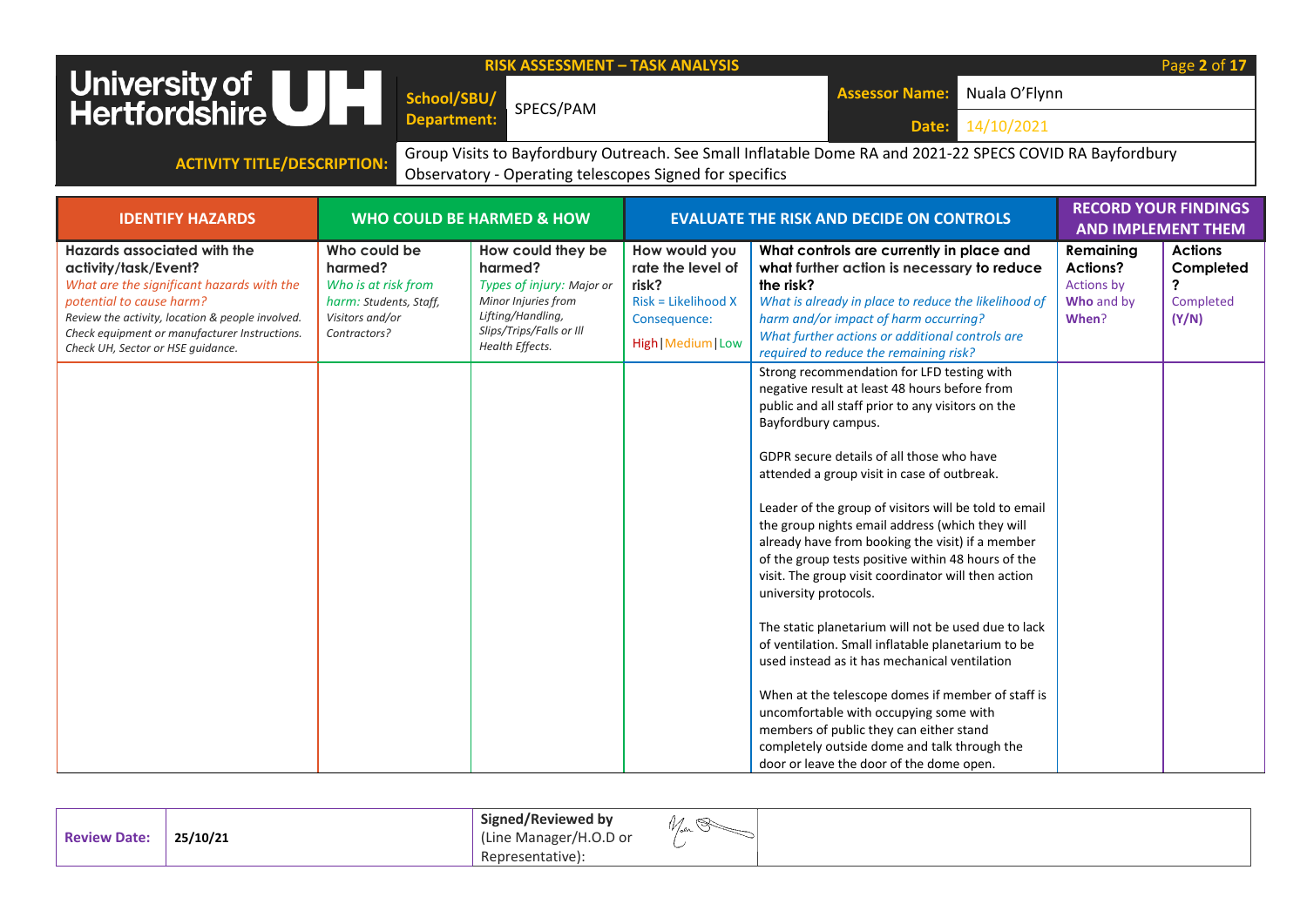**RISK ASSESSMENT – TASK ANALYSIS**

University of Hertfordshire UH

| | |
|---|---|
| **School/SBU/ Department:** | SPECS/PAM |
| **Assessor Name:** | Nuala O'Flynn |
| **Date:** | 14/10/2021 |
| **ACTIVITY TITLE/DESCRIPTION:** | Group Visits to Bayfordbury Outreach. See Small Inflatable Dome RA and 2021-22 SPECS COVID RA Bayfordbury Observatory - Operating telescopes Signed for specifics |

| IDENTIFY HAZARDS | WHO COULD BE HARMED & HOW | | EVALUATE THE RISK AND DECIDE ON CONTROLS | | RECORD YOUR FINDINGS AND IMPLEMENT THEM | |
|---|---|---|---|---|---|---|
| **Hazards associated with the activity/task/Event?** *What are the significant hazards with the potential to cause harm? Review the activity, location & people involved. Check equipment or manufacturer Instructions. Check UH, Sector or HSE guidance.* | **Who could be harmed?** *Who is at risk from harm: Students, Staff, Visitors and/or Contractors?* | **How could they be harmed?** *Types of injury: Major or Minor Injuries from Lifting/Handling, Slips/Trips/Falls or Ill Health Effects.* | **How would you rate the level of risk?** Risk = Likelihood X Consequence: High \| Medium \| Low | **What controls are currently in place and what further action is necessary to reduce the risk?** *What is already in place to reduce the likelihood of harm and/or impact of harm occurring? What further actions or additional controls are required to reduce the remaining risk?* | **Remaining Actions?** Actions by **Who** and by **When**? | **Actions Completed?** Completed (Y/N) |
| | | | | Strong recommendation for LFD testing with negative result at least 48 hours before from public and all staff prior to any visitors on the Bayfordbury campus.<br><br>GDPR secure details of all those who have attended a group visit in case of outbreak.<br><br>Leader of the group of visitors will be told to email the group nights email address (which they will already have from booking the visit) if a member of the group tests positive within 48 hours of the visit. The group visit coordinator will then action university protocols.<br><br>The static planetarium will not be used due to lack of ventilation. Small inflatable planetarium to be used instead as it has mechanical ventilation<br><br>When at the telescope domes if member of staff is uncomfortable with occupying some with members of public they can either stand completely outside dome and talk through the door or leave the door of the dome open. | | |

| | | | |
|---|---|---|---|
| **Review Date:** | **25/10/21** | **Signed/Reviewed by** (Line Manager/H.O.D or Representative): | [signature] |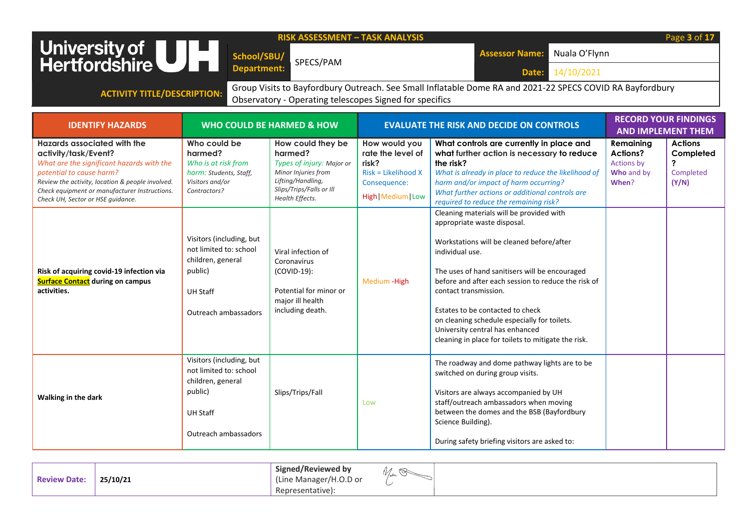**RISK ASSESSMENT – TASK ANALYSIS**

University of Hertfordshire UH

| | |
|---|---|
| **School/SBU/ Department:** | SPECS/PAM |
| **Assessor Name:** | Nuala O'Flynn |
| **Date:** | 14/10/2021 |
| **ACTIVITY TITLE/DESCRIPTION:** | Group Visits to Bayfordbury Outreach. See Small Inflatable Dome RA and 2021-22 SPECS COVID RA Bayfordbury Observatory - Operating telescopes Signed for specifics |

| IDENTIFY HAZARDS | WHO COULD BE HARMED & HOW | | EVALUATE THE RISK AND DECIDE ON CONTROLS | | RECORD YOUR FINDINGS AND IMPLEMENT THEM | |
|---|---|---|---|---|---|---|
| **Hazards associated with the activity/task/Event?** *What are the significant hazards with the potential to cause harm? Review the activity, location & people involved. Check equipment or manufacturer Instructions. Check UH, Sector or HSE guidance.* | **Who could be harmed?** *Who is at risk from harm: Students, Staff, Visitors and/or Contractors?* | **How could they be harmed?** *Types of injury: Major or Minor Injuries from Lifting/Handling, Slips/Trips/Falls or Ill Health Effects.* | **How would you rate the level of risk?** Risk = Likelihood X Consequence: High\|Medium\|Low | **What controls are currently in place and what further action is necessary to reduce the risk?** *What is already in place to reduce the likelihood of harm and/or impact of harm occurring? What further actions or additional controls are required to reduce the remaining risk?* | **Remaining Actions?** Actions by **Who** and by **When**? | **Actions Completed?** Completed **(Y/N)** |
| **Risk of acquiring covid-19 infection via Surface Contact during on campus activities.** | Visitors (including, but not limited to: school children, general public)<br><br>UH Staff<br><br>Outreach ambassadors | Viral infection of Coronavirus (COVID-19):<br><br>Potential for minor or major ill health including death. | Medium -High | Cleaning materials will be provided with appropriate waste disposal.<br><br>Workstations will be cleaned before/after individual use.<br><br>The uses of hand sanitisers will be encouraged before and after each session to reduce the risk of contact transmission.<br><br>Estates to be contacted to check on cleaning schedule especially for toilets. University central has enhanced cleaning in place for toilets to mitigate the risk. | | |
| **Walking in the dark** | Visitors (including, but not limited to: school children, general public)<br><br>UH Staff<br><br>Outreach ambassadors | Slips/Trips/Fall | Low | The roadway and dome pathway lights are to be switched on during group visits.<br><br>Visitors are always accompanied by UH staff/outreach ambassadors when moving between the domes and the BSB (Bayfordbury Science Building).<br><br>During safety briefing visitors are asked to: | | |

| | | | |
|---|---|---|---|
| **Review Date:** | **25/10/21** | **Signed/Reviewed by** (Line Manager/H.O.D or Representative): | [signature] |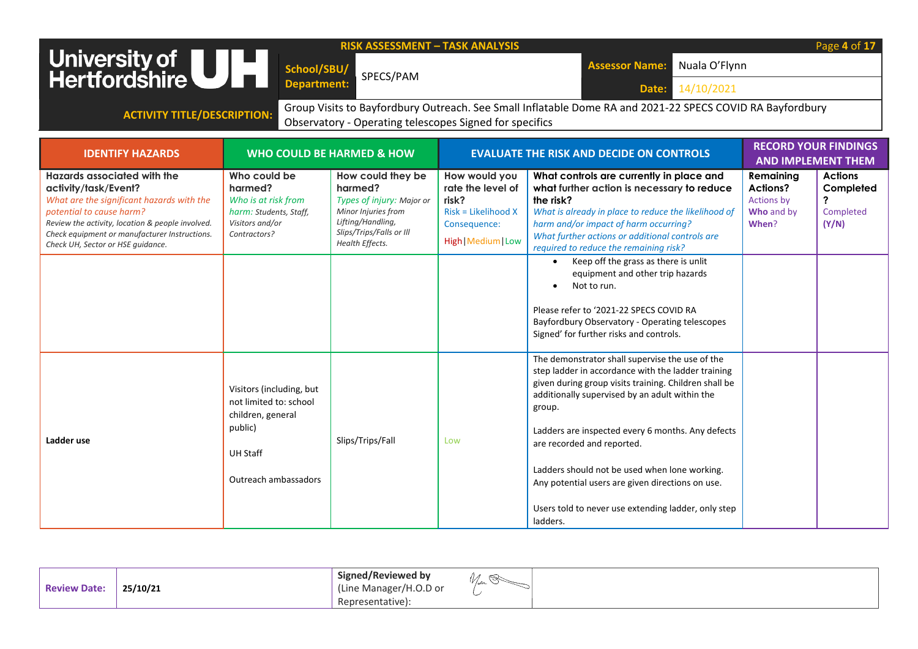University of Hertfordshire UH

**RISK ASSESSMENT – TASK ANALYSIS**

| | | | |
|---|---|---|---|
| **School/SBU/ Department:** | SPECS/PAM | **Assessor Name:** | Nuala O'Flynn |
| | | **Date:** | 14/10/2021 |

**ACTIVITY TITLE/DESCRIPTION:** Group Visits to Bayfordbury Outreach. See Small Inflatable Dome RA and 2021-22 SPECS COVID RA Bayfordbury Observatory - Operating telescopes Signed for specifics

| IDENTIFY HAZARDS | WHO COULD BE HARMED & HOW | | EVALUATE THE RISK AND DECIDE ON CONTROLS | | RECORD YOUR FINDINGS AND IMPLEMENT THEM | |
|---|---|---|---|---|---|---|
| **Hazards associated with the activity/task/Event?** *What are the significant hazards with the potential to cause harm?* *Review the activity, location & people involved. Check equipment or manufacturer Instructions. Check UH, Sector or HSE guidance.* | **Who could be harmed?** *Who is at risk from harm: Students, Staff, Visitors and/or Contractors?* | **How could they be harmed?** *Types of injury: Major or Minor Injuries from Lifting/Handling, Slips/Trips/Falls or Ill Health Effects.* | **How would you rate the level of risk?** Risk = Likelihood X Consequence: High\|Medium\|Low | **What controls are currently in place and what further action is necessary to reduce the risk?** *What is already in place to reduce the likelihood of harm and/or impact of harm occurring? What further actions or additional controls are required to reduce the remaining risk?* | **Remaining Actions?** Actions by **Who** and by **When**? | **Actions Completed?** Completed **(Y/N)** |
| | | | | • Keep off the grass as there is unlit equipment and other trip hazards<br>• Not to run.<br><br>Please refer to '2021-22 SPECS COVID RA Bayfordbury Observatory - Operating telescopes Signed' for further risks and controls. | | |
| **Ladder use** | Visitors (including, but not limited to: school children, general public)<br><br>UH Staff<br><br>Outreach ambassadors | Slips/Trips/Fall | Low | The demonstrator shall supervise the use of the step ladder in accordance with the ladder training given during group visits training. Children shall be additionally supervised by an adult within the group.<br><br>Ladders are inspected every 6 months. Any defects are recorded and reported.<br><br>Ladders should not be used when lone working. Any potential users are given directions on use.<br><br>Users told to never use extending ladder, only step ladders. | | |

| **Review Date:** | 25/10/21 | **Signed/Reviewed by** (Line Manager/H.O.D or Representative): | [signature] | |
|---|---|---|---|---|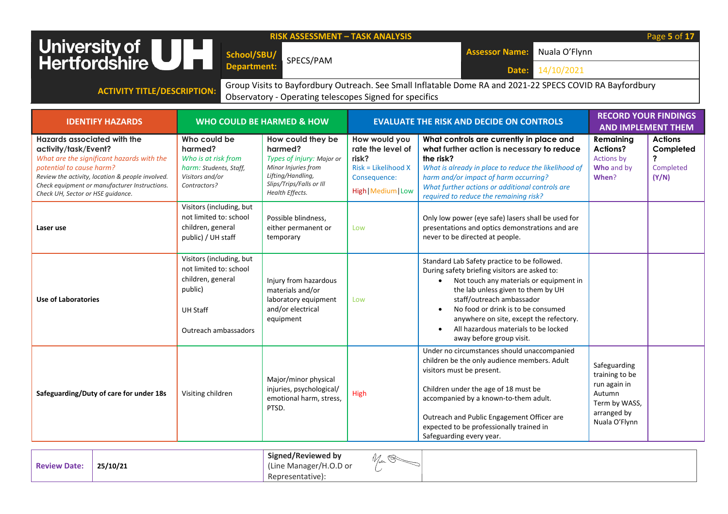**University of Hertfordshire UH**

**RISK ASSESSMENT – TASK ANALYSIS**

| School/SBU/ Department: | SPECS/PAM | Assessor Name: | Nuala O'Flynn |
|---|---|---|---|
| | | Date: | 14/10/2021 |

**ACTIVITY TITLE/DESCRIPTION:** Group Visits to Bayfordbury Outreach. See Small Inflatable Dome RA and 2021-22 SPECS COVID RA Bayfordbury Observatory - Operating telescopes Signed for specifics

| IDENTIFY HAZARDS | WHO COULD BE HARMED & HOW | | EVALUATE THE RISK AND DECIDE ON CONTROLS | | RECORD YOUR FINDINGS AND IMPLEMENT THEM | |
|---|---|---|---|---|---|---|
| **Hazards associated with the activity/task/Event?** *What are the significant hazards with the potential to cause harm?* *Review the activity, location & people involved. Check equipment or manufacturer Instructions. Check UH, Sector or HSE guidance.* | **Who could be harmed?** *Who is at risk from harm: Students, Staff, Visitors and/or Contractors?* | **How could they be harmed?** *Types of injury: Major or Minor Injuries from Lifting/Handling, Slips/Trips/Falls or Ill Health Effects.* | **How would you rate the level of risk?** Risk = Likelihood X Consequence: High\|Medium\|Low | **What controls are currently in place and what further action is necessary to reduce the risk?** *What is already in place to reduce the likelihood of harm and/or impact of harm occurring? What further actions or additional controls are required to reduce the remaining risk?* | **Remaining Actions?** Actions by **Who** and by **When**? | **Actions Completed?** Completed (Y/N) |
| **Laser use** | Visitors (including, but not limited to: school children, general public) / UH staff | Possible blindness, either permanent or temporary | Low | Only low power (eye safe) lasers shall be used for presentations and optics demonstrations and are never to be directed at people. | | |
| **Use of Laboratories** | Visitors (including, but not limited to: school children, general public)<br><br>UH Staff<br><br>Outreach ambassadors | Injury from hazardous materials and/or laboratory equipment and/or electrical equipment | Low | Standard Lab Safety practice to be followed. During safety briefing visitors are asked to:<br>• Not touch any materials or equipment in the lab unless given to them by UH staff/outreach ambassador<br>• No food or drink is to be consumed anywhere on site, except the refectory.<br>• All hazardous materials to be locked away before group visit. | | |
| **Safeguarding/Duty of care for under 18s** | Visiting children | Major/minor physical injuries, psychological/ emotional harm, stress, PTSD. | High | Under no circumstances should unaccompanied children be the only audience members. Adult visitors must be present.<br><br>Children under the age of 18 must be accompanied by a known-to-them adult.<br><br>Outreach and Public Engagement Officer are expected to be professionally trained in Safeguarding every year. | Safeguarding training to be run again in Autumn Term by WASS, arranged by Nuala O'Flynn | |

| Review Date: | 25/10/21 | Signed/Reviewed by (Line Manager/H.O.D or Representative): | [signature] |
|---|---|---|---|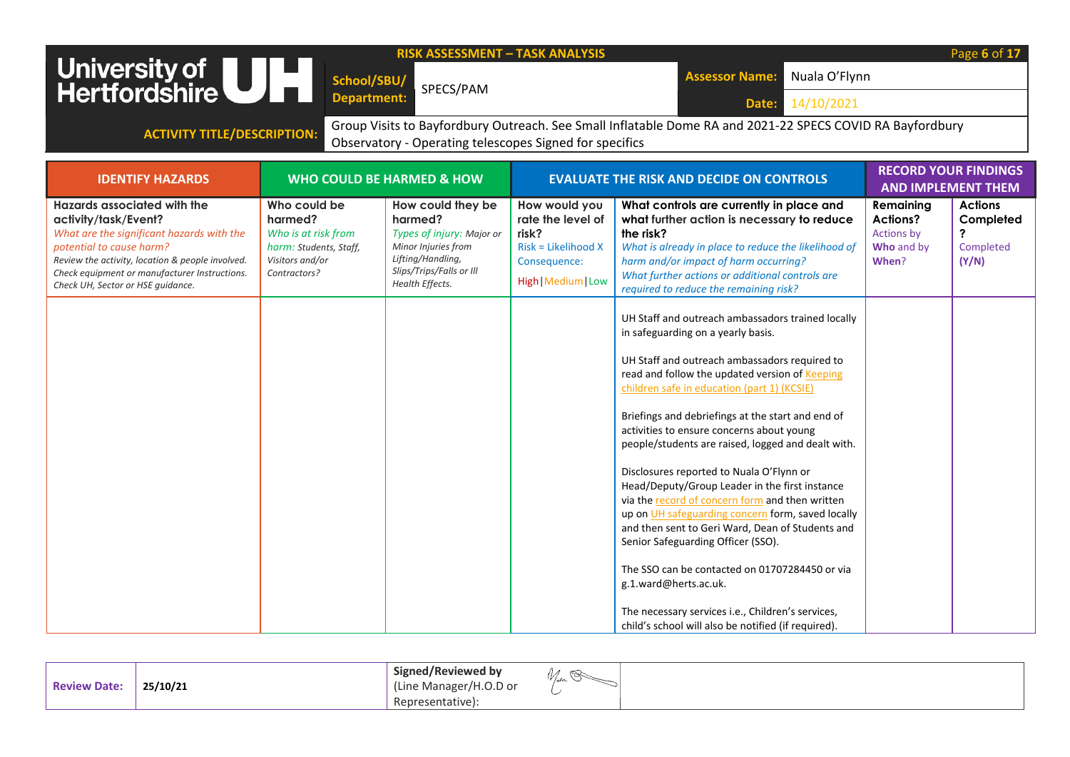**RISK ASSESSMENT – TASK ANALYSIS**

University of Hertfordshire UH

| School/SBU/ Department: | SPECS/PAM | Assessor Name: | Nuala O'Flynn |
|---|---|---|---|
| | | Date: | 14/10/2021 |

**ACTIVITY TITLE/DESCRIPTION:** Group Visits to Bayfordbury Outreach. See Small Inflatable Dome RA and 2021-22 SPECS COVID RA Bayfordbury Observatory - Operating telescopes Signed for specifics

| IDENTIFY HAZARDS | WHO COULD BE HARMED & HOW | | EVALUATE THE RISK AND DECIDE ON CONTROLS | | RECORD YOUR FINDINGS AND IMPLEMENT THEM | |
|---|---|---|---|---|---|---|
| **Hazards associated with the activity/task/Event?** *What are the significant hazards with the potential to cause harm? Review the activity, location & people involved. Check equipment or manufacturer Instructions. Check UH, Sector or HSE guidance.* | **Who could be harmed?** *Who is at risk from harm: Students, Staff, Visitors and/or Contractors?* | **How could they be harmed?** *Types of injury: Major or Minor Injuries from Lifting/Handling, Slips/Trips/Falls or Ill Health Effects.* | **How would you rate the level of risk?** Risk = Likelihood X Consequence: High\|Medium\|Low | **What controls are currently in place and what further action is necessary to reduce the risk?** *What is already in place to reduce the likelihood of harm and/or impact of harm occurring? What further actions or additional controls are required to reduce the remaining risk?* | **Remaining Actions?** Actions by **Who** and by **When**? | **Actions Completed?** Completed **(Y/N)** |
| | | | | UH Staff and outreach ambassadors trained locally in safeguarding on a yearly basis.<br><br>UH Staff and outreach ambassadors required to read and follow the updated version of Keeping children safe in education (part 1) (KCSIE)<br><br>Briefings and debriefings at the start and end of activities to ensure concerns about young people/students are raised, logged and dealt with.<br><br>Disclosures reported to Nuala O'Flynn or Head/Deputy/Group Leader in the first instance via the record of concern form and then written up on UH safeguarding concern form, saved locally and then sent to Geri Ward, Dean of Students and Senior Safeguarding Officer (SSO).<br><br>The SSO can be contacted on 01707284450 or via g.1.ward@herts.ac.uk.<br><br>The necessary services i.e., Children's services, child's school will also be notified (if required). | | |

| Review Date: | 25/10/21 | Signed/Reviewed by (Line Manager/H.O.D or Representative): | [signature] |
|---|---|---|---|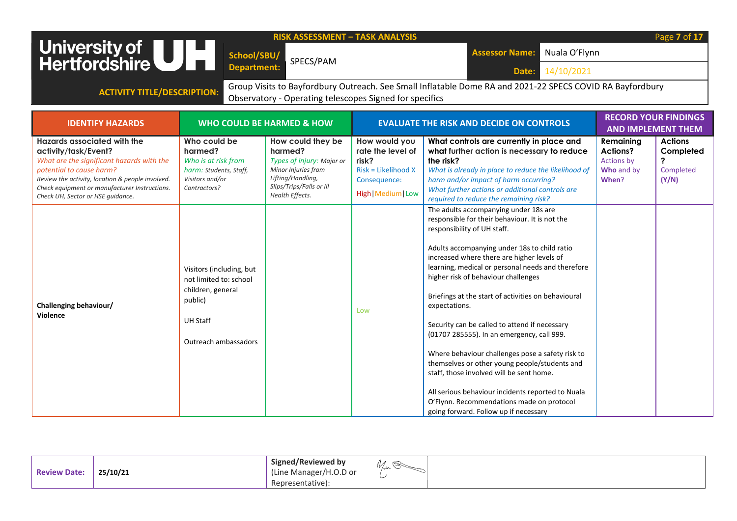**University of Hertfordshire UH**

**RISK ASSESSMENT – TASK ANALYSIS**

| | | | |
|---|---|---|---|
| **School/SBU/ Department:** | SPECS/PAM | **Assessor Name:** | Nuala O'Flynn |
| | | **Date:** | 14/10/2021 |
| **ACTIVITY TITLE/DESCRIPTION:** | Group Visits to Bayfordbury Outreach. See Small Inflatable Dome RA and 2021-22 SPECS COVID RA Bayfordbury Observatory - Operating telescopes Signed for specifics | | |

| IDENTIFY HAZARDS | WHO COULD BE HARMED & HOW | | EVALUATE THE RISK AND DECIDE ON CONTROLS | | RECORD YOUR FINDINGS AND IMPLEMENT THEM | |
|---|---|---|---|---|---|---|
| **Hazards associated with the activity/task/Event?** *What are the significant hazards with the potential to cause harm? Review the activity, location & people involved. Check equipment or manufacturer Instructions. Check UH, Sector or HSE guidance.* | **Who could be harmed?** *Who is at risk from harm: Students, Staff, Visitors and/or Contractors?* | **How could they be harmed?** *Types of injury: Major or Minor Injuries from Lifting/Handling, Slips/Trips/Falls or Ill Health Effects.* | **How would you rate the level of risk?** Risk = Likelihood X Consequence: High\|Medium\|Low | **What controls are currently in place and what further action is necessary to reduce the risk?** *What is already in place to reduce the likelihood of harm and/or impact of harm occurring? What further actions or additional controls are required to reduce the remaining risk?* | **Remaining Actions?** Actions by **Who** and by **When**? | **Actions Completed?** Completed (Y/N) |
| **Challenging behaviour/ Violence** | Visitors (including, but not limited to: school children, general public)<br><br>UH Staff<br><br>Outreach ambassadors | | Low | The adults accompanying under 18s are responsible for their behaviour. It is not the responsibility of UH staff.<br><br>Adults accompanying under 18s to child ratio increased where there are higher levels of learning, medical or personal needs and therefore higher risk of behaviour challenges<br><br>Briefings at the start of activities on behavioural expectations.<br><br>Security can be called to attend if necessary (01707 285555). In an emergency, call 999.<br><br>Where behaviour challenges pose a safety risk to themselves or other young people/students and staff, those involved will be sent home.<br><br>All serious behaviour incidents reported to Nuala O'Flynn. Recommendations made on protocol going forward. Follow up if necessary | | |

| | | | |
|---|---|---|---|
| **Review Date:** | **25/10/21** | **Signed/Reviewed by** (Line Manager/H.O.D or Representative): | |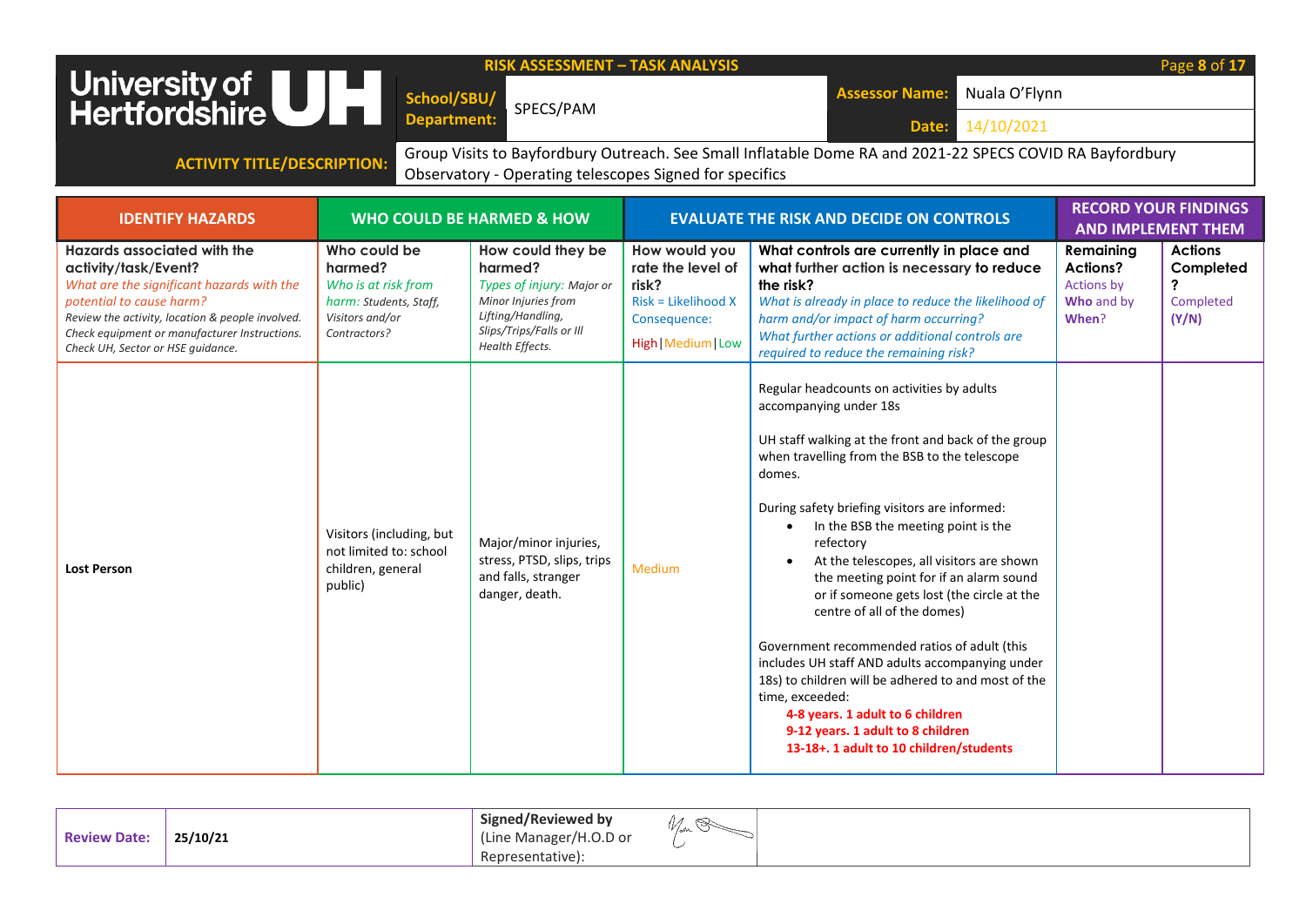**University of Hertfordshire UH**

**RISK ASSESSMENT – TASK ANALYSIS**

| | | | |
|---|---|---|---|
| **School/SBU/ Department:** | SPECS/PAM | **Assessor Name:** | Nuala O'Flynn |
| | | **Date:** | 14/10/2021 |

**ACTIVITY TITLE/DESCRIPTION:** Group Visits to Bayfordbury Outreach. See Small Inflatable Dome RA and 2021-22 SPECS COVID RA Bayfordbury Observatory - Operating telescopes Signed for specifics

| IDENTIFY HAZARDS | WHO COULD BE HARMED & HOW | | EVALUATE THE RISK AND DECIDE ON CONTROLS | | RECORD YOUR FINDINGS AND IMPLEMENT THEM | |
|---|---|---|---|---|---|---|
| **Hazards associated with the activity/task/Event?** *What are the significant hazards with the potential to cause harm?* *Review the activity, location & people involved. Check equipment or manufacturer Instructions. Check UH, Sector or HSE guidance.* | **Who could be harmed?** *Who is at risk from harm: Students, Staff, Visitors and/or Contractors?* | **How could they be harmed?** *Types of injury: Major or Minor Injuries from Lifting/Handling, Slips/Trips/Falls or Ill Health Effects.* | **How would you rate the level of risk?** Risk = Likelihood X Consequence: High\|Medium\|Low | **What controls are currently in place and what further action is necessary to reduce the risk?** *What is already in place to reduce the likelihood of harm and/or impact of harm occurring? What further actions or additional controls are required to reduce the remaining risk?* | **Remaining Actions?** Actions by **Who** and by **When**? | **Actions Completed?** Completed (Y/N) |
| **Lost Person** | Visitors (including, but not limited to: school children, general public) | Major/minor injuries, stress, PTSD, slips, trips and falls, stranger danger, death. | Medium | Regular headcounts on activities by adults accompanying under 18s<br><br>UH staff walking at the front and back of the group when travelling from the BSB to the telescope domes.<br><br>During safety briefing visitors are informed:<br>• In the BSB the meeting point is the refectory<br>• At the telescopes, all visitors are shown the meeting point for if an alarm sound or if someone gets lost (the circle at the centre of all of the domes)<br><br>Government recommended ratios of adult (this includes UH staff AND adults accompanying under 18s) to children will be adhered to and most of the time, exceeded:<br>**4-8 years. 1 adult to 6 children**<br>**9-12 years. 1 adult to 8 children**<br>**13-18+. 1 adult to 10 children/students** | | |

| **Review Date:** | **25/10/21** | **Signed/Reviewed by** (Line Manager/H.O.D or Representative): | [signature] |
|---|---|---|---|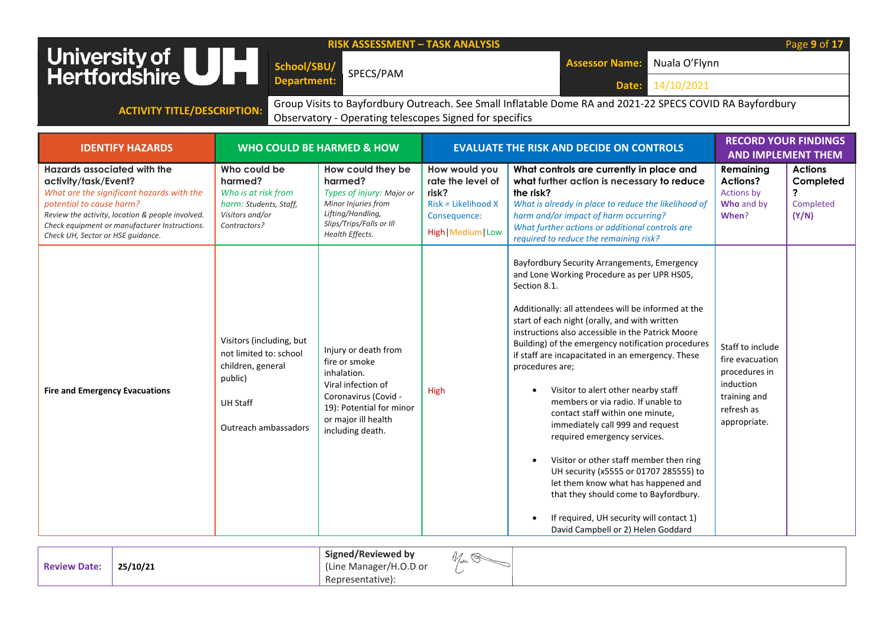**University of Hertfordshire UH**

**RISK ASSESSMENT – TASK ANALYSIS**

| School/SBU/ Department: | SPECS/PAM | Assessor Name: | Nuala O'Flynn |
|---|---|---|---|
| | | Date: | 14/10/2021 |

**ACTIVITY TITLE/DESCRIPTION:** Group Visits to Bayfordbury Outreach. See Small Inflatable Dome RA and 2021-22 SPECS COVID RA Bayfordbury Observatory - Operating telescopes Signed for specifics

| IDENTIFY HAZARDS | WHO COULD BE HARMED & HOW | | EVALUATE THE RISK AND DECIDE ON CONTROLS | | RECORD YOUR FINDINGS AND IMPLEMENT THEM | |
|---|---|---|---|---|---|---|
| **Hazards associated with the activity/task/Event?** *What are the significant hazards with the potential to cause harm?* *Review the activity, location & people involved. Check equipment or manufacturer Instructions. Check UH, Sector or HSE guidance.* | **Who could be harmed?** *Who is at risk from harm: Students, Staff, Visitors and/or Contractors?* | **How could they be harmed?** *Types of injury: Major or Minor Injuries from Lifting/Handling, Slips/Trips/Falls or Ill Health Effects.* | **How would you rate the level of risk?** Risk = Likelihood X Consequence: High \| Medium \| Low | **What controls are currently in place and what further action is necessary to reduce the risk?** *What is already in place to reduce the likelihood of harm and/or impact of harm occurring? What further actions or additional controls are required to reduce the remaining risk?* | **Remaining Actions?** Actions by **Who** and by **When**? | **Actions Completed?** Completed (Y/N) |
| **Fire and Emergency Evacuations** | Visitors (including, but not limited to: school children, general public)<br><br>UH Staff<br><br>Outreach ambassadors | Injury or death from fire or smoke inhalation.<br>Viral infection of Coronavirus (Covid - 19): Potential for minor or major ill health including death. | High | Bayfordbury Security Arrangements, Emergency and Lone Working Procedure as per UPR HS05, Section 8.1.<br><br>Additionally: all attendees will be informed at the start of each night (orally, and with written instructions also accessible in the Patrick Moore Building) of the emergency notification procedures if staff are incapacitated in an emergency. These procedures are;<br><br>• Visitor to alert other nearby staff members or via radio. If unable to contact staff within one minute, immediately call 999 and request required emergency services.<br><br>• Visitor or other staff member then ring UH security (x5555 or 01707 285555) to let them know what has happened and that they should come to Bayfordbury.<br><br>• If required, UH security will contact 1) David Campbell or 2) Helen Goddard | Staff to include fire evacuation procedures in induction training and refresh as appropriate. | |

| Review Date: | 25/10/21 | Signed/Reviewed by (Line Manager/H.O.D or Representative): | [signature] | |
|---|---|---|---|---|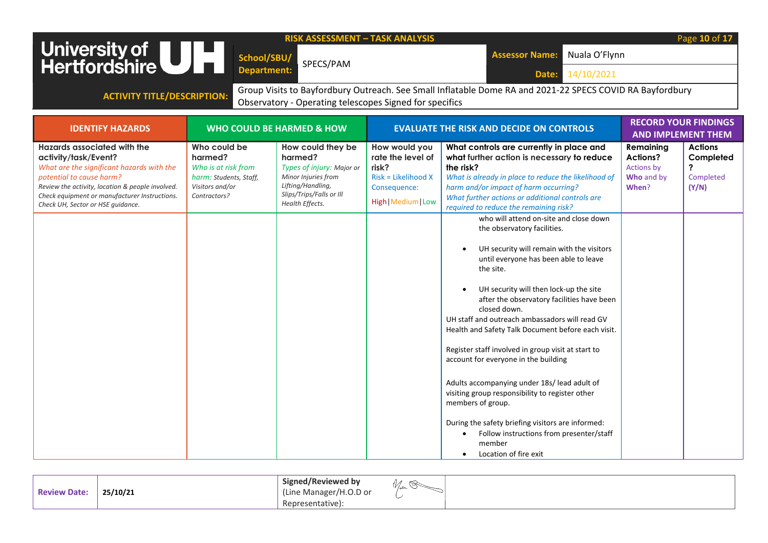**University of Hertfordshire UH**

**RISK ASSESSMENT – TASK ANALYSIS**

| School/SBU/ Department: | SPECS/PAM | Assessor Name: | Nuala O'Flynn |
|---|---|---|---|
| | | Date: | 14/10/2021 |

**ACTIVITY TITLE/DESCRIPTION:** Group Visits to Bayfordbury Outreach. See Small Inflatable Dome RA and 2021-22 SPECS COVID RA Bayfordbury Observatory - Operating telescopes Signed for specifics

| IDENTIFY HAZARDS | WHO COULD BE HARMED & HOW | | EVALUATE THE RISK AND DECIDE ON CONTROLS | | RECORD YOUR FINDINGS AND IMPLEMENT THEM | |
|---|---|---|---|---|---|---|
| **Hazards associated with the activity/task/Event?** *What are the significant hazards with the potential to cause harm?* *Review the activity, location & people involved. Check equipment or manufacturer Instructions. Check UH, Sector or HSE guidance.* | **Who could be harmed?** *Who is at risk from harm: Students, Staff, Visitors and/or Contractors?* | **How could they be harmed?** *Types of injury: Major or Minor Injuries from Lifting/Handling, Slips/Trips/Falls or Ill Health Effects.* | **How would you rate the level of risk?** Risk = Likelihood X Consequence: High \| Medium \| Low | **What controls are currently in place and what further action is necessary to reduce the risk?** *What is already in place to reduce the likelihood of harm and/or impact of harm occurring? What further actions or additional controls are required to reduce the remaining risk?* | **Remaining Actions?** Actions by **Who** and by **When**? | **Actions Completed?** Completed (Y/N) |
| | | | | who will attend on-site and close down the observatory facilities.<br><br>• UH security will remain with the visitors until everyone has been able to leave the site.<br><br>• UH security will then lock-up the site after the observatory facilities have been closed down.<br><br>UH staff and outreach ambassadors will read GV Health and Safety Talk Document before each visit.<br><br>Register staff involved in group visit at start to account for everyone in the building<br><br>Adults accompanying under 18s/ lead adult of visiting group responsibility to register other members of group.<br><br>During the safety briefing visitors are informed:<br>• Follow instructions from presenter/staff member<br>• Location of fire exit | | |

| Review Date: | 25/10/21 | Signed/Reviewed by (Line Manager/H.O.D or Representative): | [signature] |
|---|---|---|---|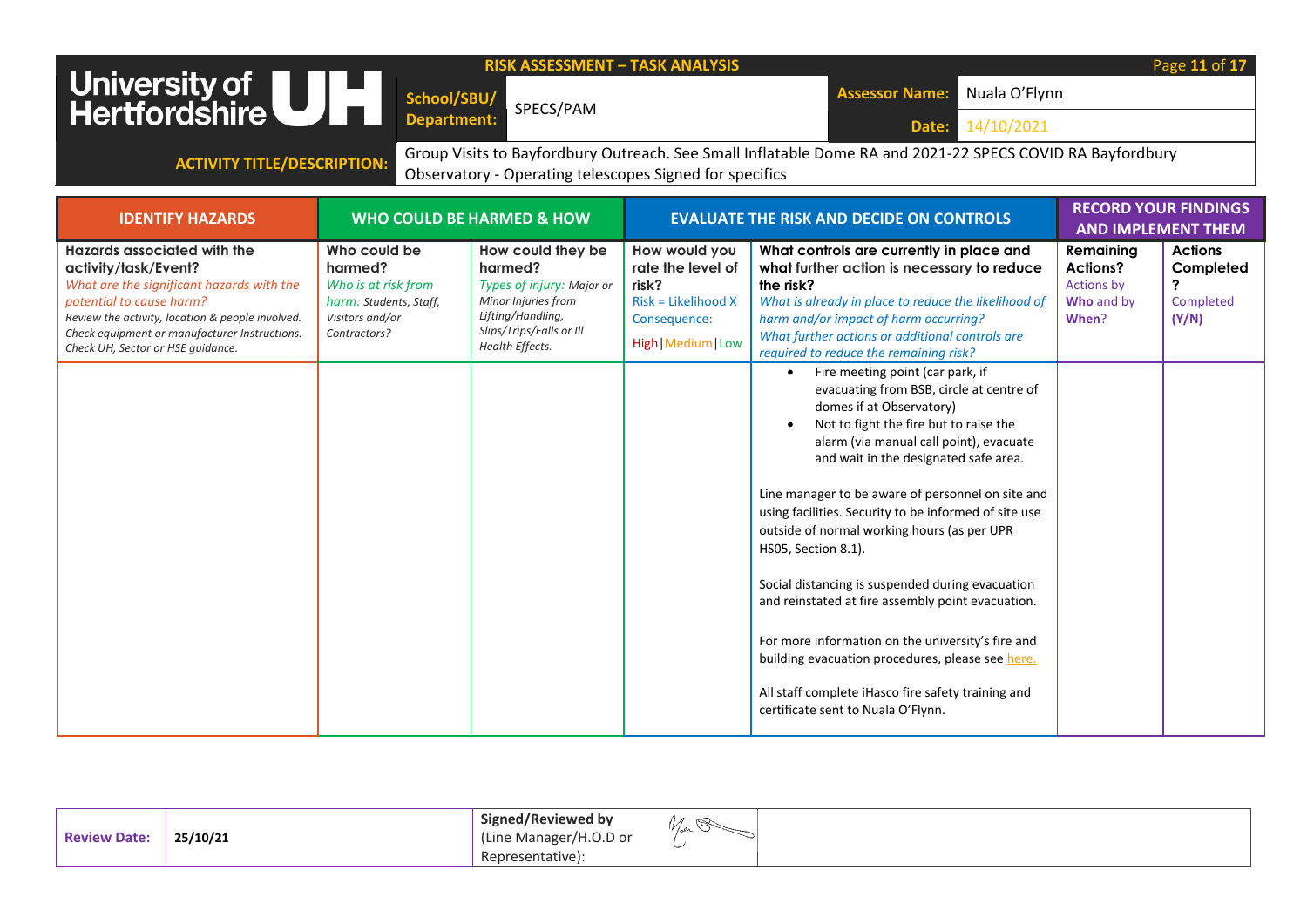**RISK ASSESSMENT – TASK ANALYSIS**

| University of Hertfordshire | School/SBU/ Department: | SPECS/PAM | Assessor Name: | Nuala O'Flynn |
|---|---|---|---|---|
| | | | Date: | 14/10/2021 |
| ACTIVITY TITLE/DESCRIPTION: | Group Visits to Bayfordbury Outreach. See Small Inflatable Dome RA and 2021-22 SPECS COVID RA Bayfordbury Observatory - Operating telescopes Signed for specifics | | | |

| IDENTIFY HAZARDS | WHO COULD BE HARMED & HOW | | EVALUATE THE RISK AND DECIDE ON CONTROLS | | RECORD YOUR FINDINGS AND IMPLEMENT THEM | |
|---|---|---|---|---|---|---|
| **Hazards associated with the activity/task/Event?** *What are the significant hazards with the potential to cause harm?* *Review the activity, location & people involved. Check equipment or manufacturer Instructions. Check UH, Sector or HSE guidance.* | **Who could be harmed?** *Who is at risk from harm: Students, Staff, Visitors and/or Contractors?* | **How could they be harmed?** *Types of injury: Major or Minor Injuries from Lifting/Handling, Slips/Trips/Falls or Ill Health Effects.* | **How would you rate the level of risk?** Risk = Likelihood X Consequence: High \| Medium \| Low | **What controls are currently in place and what further action is necessary to reduce the risk?** *What is already in place to reduce the likelihood of harm and/or impact of harm occurring? What further actions or additional controls are required to reduce the remaining risk?* | **Remaining Actions?** Actions by **Who** and by **When**? | **Actions Completed?** Completed **(Y/N)** |
| | | | | • Fire meeting point (car park, if evacuating from BSB, circle at centre of domes if at Observatory)<br>• Not to fight the fire but to raise the alarm (via manual call point), evacuate and wait in the designated safe area.<br><br>Line manager to be aware of personnel on site and using facilities. Security to be informed of site use outside of normal working hours (as per UPR HS05, Section 8.1).<br><br>Social distancing is suspended during evacuation and reinstated at fire assembly point evacuation.<br><br>For more information on the university's fire and building evacuation procedures, please see here.<br><br>All staff complete iHasco fire safety training and certificate sent to Nuala O'Flynn. | | |

| Review Date: | 25/10/21 | Signed/Reviewed by (Line Manager/H.O.D or Representative): | [signature] | |
|---|---|---|---|---|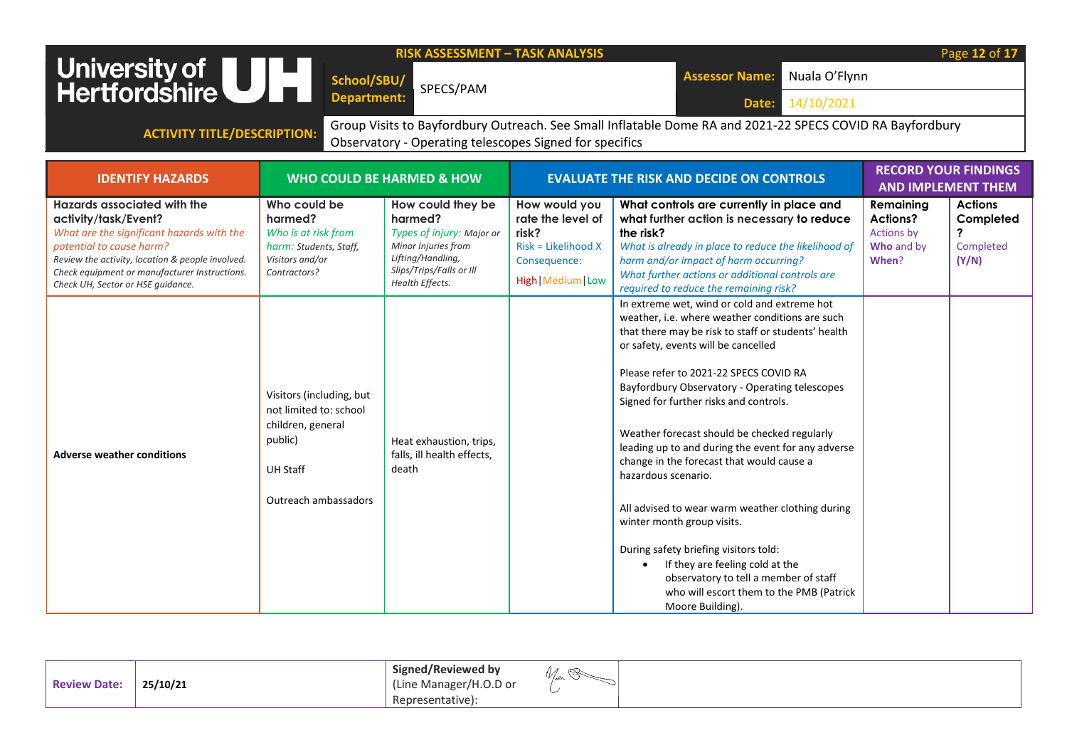University of Hertfordshire UH

**RISK ASSESSMENT – TASK ANALYSIS**

| | | | |
|---|---|---|---|
| **School/SBU/ Department:** | SPECS/PAM | **Assessor Name:** | Nuala O'Flynn |
| | | **Date:** | 14/10/2021 |

**ACTIVITY TITLE/DESCRIPTION:** Group Visits to Bayfordbury Outreach. See Small Inflatable Dome RA and 2021-22 SPECS COVID RA Bayfordbury Observatory - Operating telescopes Signed for specifics

| IDENTIFY HAZARDS | WHO COULD BE HARMED & HOW | | EVALUATE THE RISK AND DECIDE ON CONTROLS | | RECORD YOUR FINDINGS AND IMPLEMENT THEM | |
|---|---|---|---|---|---|---|
| **Hazards associated with the activity/task/Event?** *What are the significant hazards with the potential to cause harm? Review the activity, location & people involved. Check equipment or manufacturer Instructions. Check UH, Sector or HSE guidance.* | **Who could be harmed?** *Who is at risk from harm: Students, Staff, Visitors and/or Contractors?* | **How could they be harmed?** *Types of injury: Major or Minor Injuries from Lifting/Handling, Slips/Trips/Falls or Ill Health Effects.* | **How would you rate the level of risk?** Risk = Likelihood X Consequence: High \| Medium \| Low | **What controls are currently in place and what further action is necessary to reduce the risk?** *What is already in place to reduce the likelihood of harm and/or impact of harm occurring? What further actions or additional controls are required to reduce the remaining risk?* | **Remaining Actions?** Actions by **Who** and by **When**? | **Actions Completed?** Completed (Y/N) |
| **Adverse weather conditions** | Visitors (including, but not limited to: school children, general public)<br><br>UH Staff<br><br>Outreach ambassadors | Heat exhaustion, trips, falls, ill health effects, death | | In extreme wet, wind or cold and extreme hot weather, i.e. where weather conditions are such that there may be risk to staff or students' health or safety, events will be cancelled<br><br>Please refer to 2021-22 SPECS COVID RA Bayfordbury Observatory - Operating telescopes Signed for further risks and controls.<br><br>Weather forecast should be checked regularly leading up to and during the event for any adverse change in the forecast that would cause a hazardous scenario.<br><br>All advised to wear warm weather clothing during winter month group visits.<br><br>During safety briefing visitors told:<br>• If they are feeling cold at the observatory to tell a member of staff who will escort them to the PMB (Patrick Moore Building). | | |

| | | | | |
|---|---|---|---|---|
| **Review Date:** | **25/10/21** | **Signed/Reviewed by** (Line Manager/H.O.D or Representative): | [signature] | |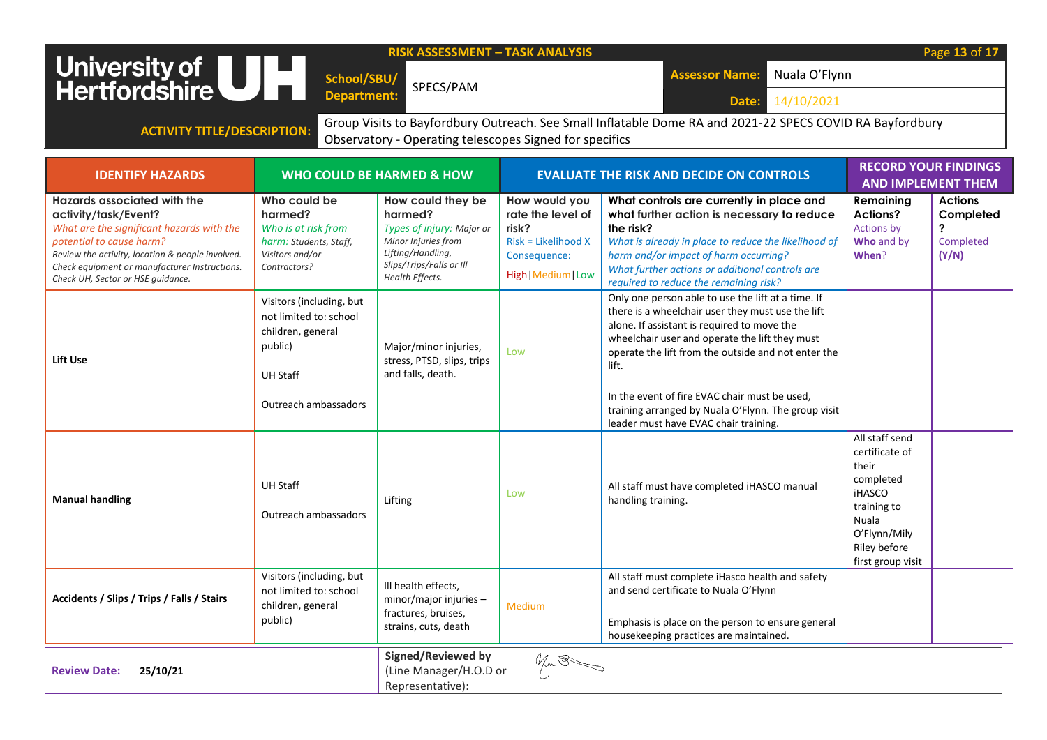University of Hertfordshire UH

**RISK ASSESSMENT – TASK ANALYSIS**

| | | | |
|---|---|---|---|
| **School/SBU/ Department:** | SPECS/PAM | **Assessor Name:** | Nuala O'Flynn |
| | | **Date:** | 14/10/2021 |

**ACTIVITY TITLE/DESCRIPTION:** Group Visits to Bayfordbury Outreach. See Small Inflatable Dome RA and 2021-22 SPECS COVID RA Bayfordbury Observatory - Operating telescopes Signed for specifics

| IDENTIFY HAZARDS | WHO COULD BE HARMED & HOW | | EVALUATE THE RISK AND DECIDE ON CONTROLS | | RECORD YOUR FINDINGS AND IMPLEMENT THEM | |
|---|---|---|---|---|---|---|
| **Hazards associated with the activity/task/Event?** *What are the significant hazards with the potential to cause harm?* *Review the activity, location & people involved. Check equipment or manufacturer Instructions. Check UH, Sector or HSE guidance.* | **Who could be harmed?** *Who is at risk from harm: Students, Staff, Visitors and/or Contractors?* | **How could they be harmed?** *Types of injury: Major or Minor Injuries from Lifting/Handling, Slips/Trips/Falls or Ill Health Effects.* | **How would you rate the level of risk?** Risk = Likelihood X Consequence: High\|Medium\|Low | **What controls are currently in place and what further action is necessary to reduce the risk?** *What is already in place to reduce the likelihood of harm and/or impact of harm occurring? What further actions or additional controls are required to reduce the remaining risk?* | **Remaining Actions?** Actions by **Who** and by **When**? | **Actions Completed?** Completed (Y/N) |
| **Lift Use** | Visitors (including, but not limited to: school children, general public)<br><br>UH Staff<br><br>Outreach ambassadors | Major/minor injuries, stress, PTSD, slips, trips and falls, death. | Low | Only one person able to use the lift at a time. If there is a wheelchair user they must use the lift alone. If assistant is required to move the wheelchair user and operate the lift they must operate the lift from the outside and not enter the lift.<br><br>In the event of fire EVAC chair must be used, training arranged by Nuala O'Flynn. The group visit leader must have EVAC chair training. | | |
| **Manual handling** | UH Staff<br><br>Outreach ambassadors | Lifting | Low | All staff must have completed iHASCO manual handling training. | All staff send certificate of their completed iHASCO training to Nuala O'Flynn/Mily Riley before first group visit | |
| **Accidents / Slips / Trips / Falls / Stairs** | Visitors (including, but not limited to: school children, general public) | Ill health effects, minor/major injuries – fractures, bruises, strains, cuts, death | Medium | All staff must complete iHasco health and safety and send certificate to Nuala O'Flynn<br><br>Emphasis is place on the person to ensure general housekeeping practices are maintained. | | |

| **Review Date:** | 25/10/21 | **Signed/Reviewed by** (Line Manager/H.O.D or Representative): | [signature] |
|---|---|---|---|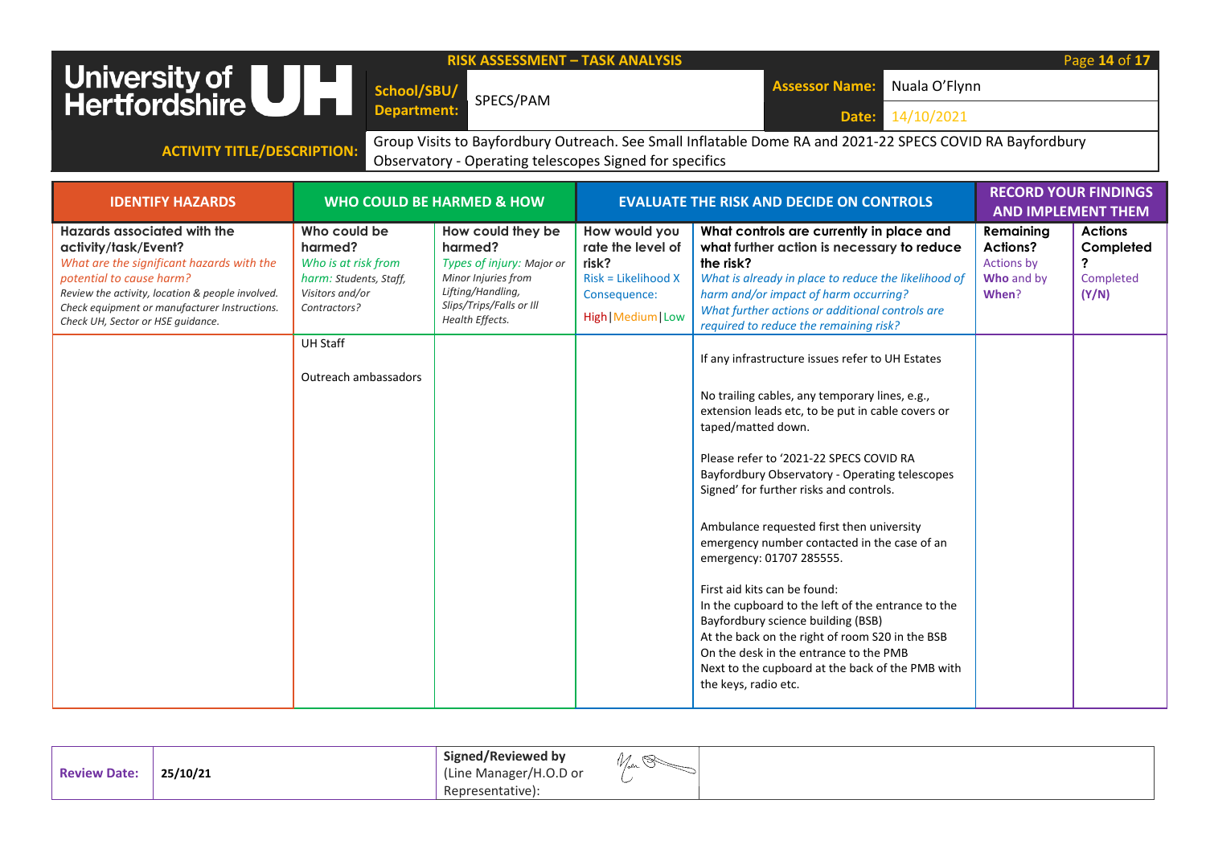University of Hertfordshire UH

**RISK ASSESSMENT – TASK ANALYSIS**

| | | | |
|---|---|---|---|
| **School/SBU/ Department:** | SPECS/PAM | **Assessor Name:** | Nuala O'Flynn |
| | | **Date:** | 14/10/2021 |

**ACTIVITY TITLE/DESCRIPTION:** Group Visits to Bayfordbury Outreach. See Small Inflatable Dome RA and 2021-22 SPECS COVID RA Bayfordbury Observatory - Operating telescopes Signed for specifics

| IDENTIFY HAZARDS | WHO COULD BE HARMED & HOW | | EVALUATE THE RISK AND DECIDE ON CONTROLS | | RECORD YOUR FINDINGS AND IMPLEMENT THEM | |
|---|---|---|---|---|---|---|
| **Hazards associated with the activity/task/Event?** *What are the significant hazards with the potential to cause harm? Review the activity, location & people involved. Check equipment or manufacturer Instructions. Check UH, Sector or HSE guidance.* | **Who could be harmed?** *Who is at risk from harm: Students, Staff, Visitors and/or Contractors?* | **How could they be harmed?** *Types of injury: Major or Minor Injuries from Lifting/Handling, Slips/Trips/Falls or Ill Health Effects.* | **How would you rate the level of risk?** Risk = Likelihood X Consequence: High\|Medium\|Low | **What controls are currently in place and what further action is necessary to reduce the risk?** *What is already in place to reduce the likelihood of harm and/or impact of harm occurring? What further actions or additional controls are required to reduce the remaining risk?* | **Remaining Actions?** Actions by **Who** and by **When**? | **Actions Completed?** Completed (Y/N) |
| | UH Staff<br><br>Outreach ambassadors | | | If any infrastructure issues refer to UH Estates<br><br>No trailing cables, any temporary lines, e.g., extension leads etc, to be put in cable covers or taped/matted down.<br><br>Please refer to '2021-22 SPECS COVID RA Bayfordbury Observatory - Operating telescopes Signed' for further risks and controls.<br><br>Ambulance requested first then university emergency number contacted in the case of an emergency: 01707 285555.<br><br>First aid kits can be found:<br>In the cupboard to the left of the entrance to the Bayfordbury science building (BSB)<br>At the back on the right of room S20 in the BSB<br>On the desk in the entrance to the PMB<br>Next to the cupboard at the back of the PMB with the keys, radio etc. | | |

| **Review Date:** | 25/10/21 | **Signed/Reviewed by** (Line Manager/H.O.D or Representative): | [signature] |
|---|---|---|---|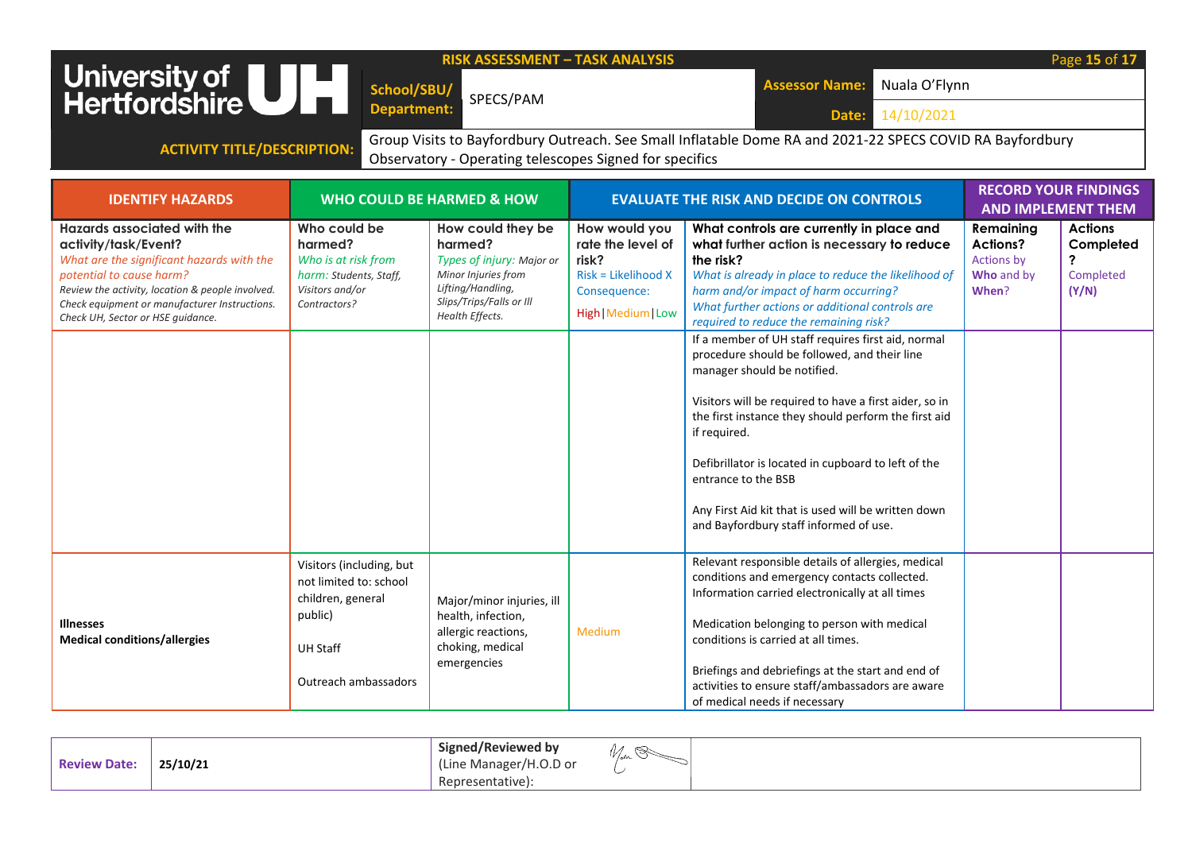University of Hertfordshire UH

**RISK ASSESSMENT – TASK ANALYSIS**

| | | | |
|---|---|---|---|
| **School/SBU/ Department:** | SPECS/PAM | **Assessor Name:** | Nuala O'Flynn |
| | | **Date:** | 14/10/2021 |

**ACTIVITY TITLE/DESCRIPTION:** Group Visits to Bayfordbury Outreach. See Small Inflatable Dome RA and 2021-22 SPECS COVID RA Bayfordbury Observatory - Operating telescopes Signed for specifics

| IDENTIFY HAZARDS | WHO COULD BE HARMED & HOW | | EVALUATE THE RISK AND DECIDE ON CONTROLS | | RECORD YOUR FINDINGS AND IMPLEMENT THEM | |
|---|---|---|---|---|---|---|
| **Hazards associated with the activity/task/Event?** *What are the significant hazards with the potential to cause harm?* *Review the activity, location & people involved. Check equipment or manufacturer Instructions. Check UH, Sector or HSE guidance.* | **Who could be harmed?** *Who is at risk from harm: Students, Staff, Visitors and/or Contractors?* | **How could they be harmed?** *Types of injury: Major or Minor Injuries from Lifting/Handling, Slips/Trips/Falls or Ill Health Effects.* | **How would you rate the level of risk?** Risk = Likelihood X Consequence: High\|Medium\|Low | **What controls are currently in place and what further action is necessary to reduce the risk?** *What is already in place to reduce the likelihood of harm and/or impact of harm occurring? What further actions or additional controls are required to reduce the remaining risk?* | **Remaining Actions?** Actions by **Who** and by **When**? | **Actions Completed?** Completed **(Y/N)** |
| | | | | If a member of UH staff requires first aid, normal procedure should be followed, and their line manager should be notified.<br><br>Visitors will be required to have a first aider, so in the first instance they should perform the first aid if required.<br><br>Defibrillator is located in cupboard to left of the entrance to the BSB<br><br>Any First Aid kit that is used will be written down and Bayfordbury staff informed of use. | | |
| **Illnesses**<br>**Medical conditions/allergies** | Visitors (including, but not limited to: school children, general public)<br><br>UH Staff<br><br>Outreach ambassadors | Major/minor injuries, ill health, infection, allergic reactions, choking, medical emergencies | Medium | Relevant responsible details of allergies, medical conditions and emergency contacts collected. Information carried electronically at all times<br><br>Medication belonging to person with medical conditions is carried at all times.<br><br>Briefings and debriefings at the start and end of activities to ensure staff/ambassadors are aware of medical needs if necessary | | |

| | | | |
|---|---|---|---|
| **Review Date:** | 25/10/21 | **Signed/Reviewed by** (Line Manager/H.O.D or Representative): | [signature] |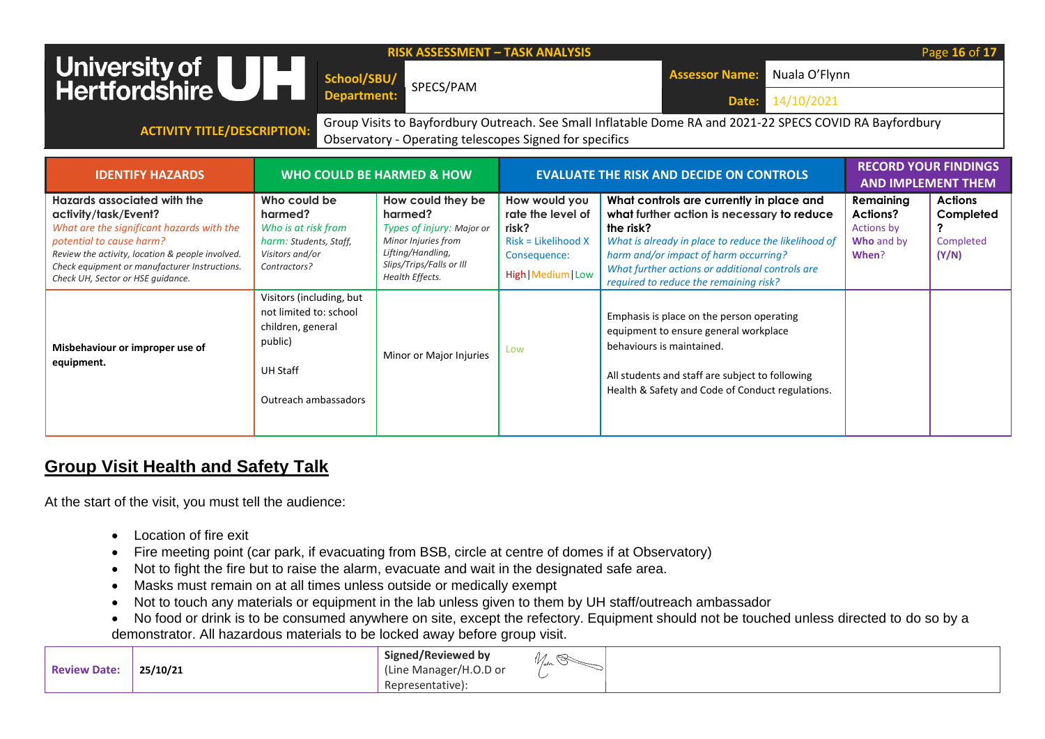| **RISK ASSESSMENT – TASK ANALYSIS** | | | |
|---|---|---|---|
| **School/SBU/ Department:** | SPECS/PAM | **Assessor Name:** | Nuala O'Flynn |
| | | **Date:** | 14/10/2021 |
| **ACTIVITY TITLE/DESCRIPTION:** | Group Visits to Bayfordbury Outreach. See Small Inflatable Dome RA and 2021-22 SPECS COVID RA Bayfordbury Observatory - Operating telescopes Signed for specifics | | |

| IDENTIFY HAZARDS | WHO COULD BE HARMED & HOW | | EVALUATE THE RISK AND DECIDE ON CONTROLS | | RECORD YOUR FINDINGS AND IMPLEMENT THEM | |
|---|---|---|---|---|---|---|
| **Hazards associated with the activity/task/Event?** *What are the significant hazards with the potential to cause harm? Review the activity, location & people involved. Check equipment or manufacturer Instructions. Check UH, Sector or HSE guidance.* | **Who could be harmed?** *Who is at risk from harm: Students, Staff, Visitors and/or Contractors?* | **How could they be harmed?** *Types of injury: Major or Minor Injuries from Lifting/Handling, Slips/Trips/Falls or Ill Health Effects.* | **How would you rate the level of risk?** Risk = Likelihood X Consequence: High \| Medium \| Low | **What controls are currently in place and what further action is necessary to reduce the risk?** *What is already in place to reduce the likelihood of harm and/or impact of harm occurring? What further actions or additional controls are required to reduce the remaining risk?* | **Remaining Actions?** Actions by **Who** and by **When**? | **Actions Completed?** Completed **(Y/N)** |
| **Misbehaviour or improper use of equipment.** | Visitors (including, but not limited to: school children, general public)<br><br>UH Staff<br><br>Outreach ambassadors | Minor or Major Injuries | Low | Emphasis is place on the person operating equipment to ensure general workplace behaviours is maintained.<br><br>All students and staff are subject to following Health & Safety and Code of Conduct regulations. | | |

## Group Visit Health and Safety Talk

At the start of the visit, you must tell the audience:

- Location of fire exit
- Fire meeting point (car park, if evacuating from BSB, circle at centre of domes if at Observatory)
- Not to fight the fire but to raise the alarm, evacuate and wait in the designated safe area.
- Masks must remain on at all times unless outside or medically exempt
- Not to touch any materials or equipment in the lab unless given to them by UH staff/outreach ambassador
- No food or drink is to be consumed anywhere on site, except the refectory. Equipment should not be touched unless directed to do so by a demonstrator. All hazardous materials to be locked away before group visit.

| **Review Date:** | **25/10/21** | **Signed/Reviewed by** (Line Manager/H.O.D or Representative): | [signature] | |
|---|---|---|---|---|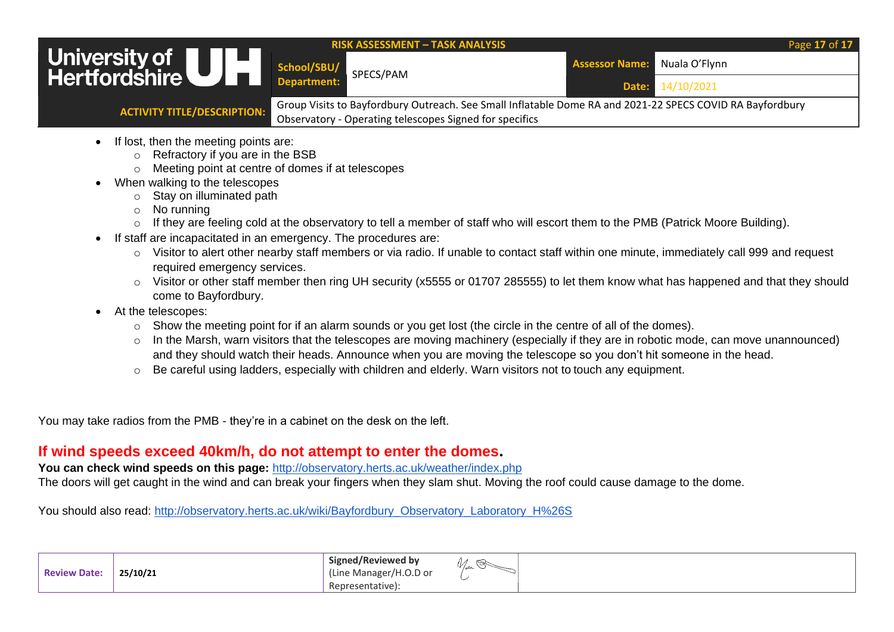| RISK ASSESSMENT – TASK ANALYSIS | | | |
|---|---|---|---|
| School/SBU/ Department: | SPECS/PAM | Assessor Name: | Nuala O'Flynn |
| | | Date: | 14/10/2021 |
| ACTIVITY TITLE/DESCRIPTION: | Group Visits to Bayfordbury Outreach. See Small Inflatable Dome RA and 2021-22 SPECS COVID RA Bayfordbury Observatory - Operating telescopes Signed for specifics | | |

- If lost, then the meeting points are:
  - Refractory if you are in the BSB
  - Meeting point at centre of domes if at telescopes
- When walking to the telescopes
  - Stay on illuminated path
  - No running
  - If they are feeling cold at the observatory to tell a member of staff who will escort them to the PMB (Patrick Moore Building).
- If staff are incapacitated in an emergency. The procedures are:
  - Visitor to alert other nearby staff members or via radio. If unable to contact staff within one minute, immediately call 999 and request required emergency services.
  - Visitor or other staff member then ring UH security (x5555 or 01707 285555) to let them know what has happened and that they should come to Bayfordbury.
- At the telescopes:
  - Show the meeting point for if an alarm sounds or you get lost (the circle in the centre of all of the domes).
  - In the Marsh, warn visitors that the telescopes are moving machinery (especially if they are in robotic mode, can move unannounced) and they should watch their heads. Announce when you are moving the telescope so you don't hit someone in the head.
  - Be careful using ladders, especially with children and elderly. Warn visitors not to touch any equipment.

You may take radios from the PMB - they're in a cabinet on the desk on the left.

## If wind speeds exceed 40km/h, do not attempt to enter the domes.

**You can check wind speeds on this page:** http://observatory.herts.ac.uk/weather/index.php
The doors will get caught in the wind and can break your fingers when they slam shut. Moving the roof could cause damage to the dome.

You should also read: http://observatory.herts.ac.uk/wiki/Bayfordbury_Observatory_Laboratory_H%26S

| | | | | |
|---|---|---|---|---|
| Review Date: | 25/10/21 | Signed/Reviewed by (Line Manager/H.O.D or Representative): | [signature] | |